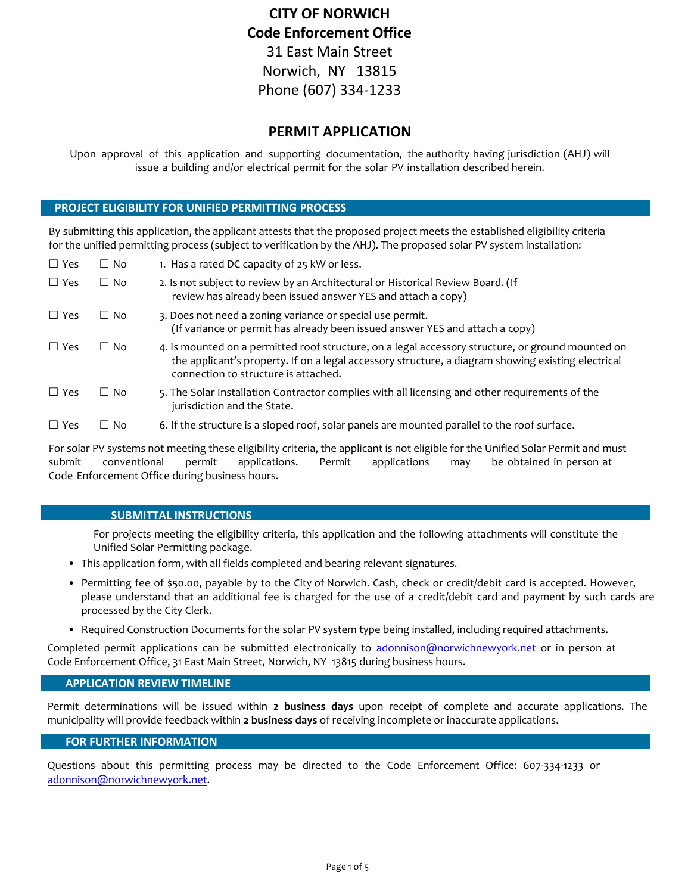# CITY OF NORWICH
## Code Enforcement Office

31 East Main Street
Norwich, NY 13815
Phone (607) 334-1233

## PERMIT APPLICATION

Upon approval of this application and supporting documentation, the authority having jurisdiction (AHJ) will issue a building and/or electrical permit for the solar PV installation described herein.

### PROJECT ELIGIBILITY FOR UNIFIED PERMITTING PROCESS

By submitting this application, the applicant attests that the proposed project meets the established eligibility criteria for the unified permitting process (subject to verification by the AHJ). The proposed solar PV system installation:

☐ Yes ☐ No 1. Has a rated DC capacity of 25 kW or less.

☐ Yes ☐ No 2. Is not subject to review by an Architectural or Historical Review Board. (If review has already been issued answer YES and attach a copy)

☐ Yes ☐ No 3. Does not need a zoning variance or special use permit. (If variance or permit has already been issued answer YES and attach a copy)

☐ Yes ☐ No 4. Is mounted on a permitted roof structure, on a legal accessory structure, or ground mounted on the applicant's property. If on a legal accessory structure, a diagram showing existing electrical connection to structure is attached.

☐ Yes ☐ No 5. The Solar Installation Contractor complies with all licensing and other requirements of the jurisdiction and the State.

☐ Yes ☐ No 6. If the structure is a sloped roof, solar panels are mounted parallel to the roof surface.

For solar PV systems not meeting these eligibility criteria, the applicant is not eligible for the Unified Solar Permit and must submit conventional permit applications. Permit applications may be obtained in person at Code Enforcement Office during business hours.

### SUBMITTAL INSTRUCTIONS

For projects meeting the eligibility criteria, this application and the following attachments will constitute the Unified Solar Permitting package.

- This application form, with all fields completed and bearing relevant signatures.
- Permitting fee of $50.00, payable by to the City of Norwich. Cash, check or credit/debit card is accepted. However, please understand that an additional fee is charged for the use of a credit/debit card and payment by such cards are processed by the City Clerk.
- Required Construction Documents for the solar PV system type being installed, including required attachments.

Completed permit applications can be submitted electronically to adonnison@norwichnewyork.net or in person at Code Enforcement Office, 31 East Main Street, Norwich, NY 13815 during business hours.

### APPLICATION REVIEW TIMELINE

Permit determinations will be issued within **2 business days** upon receipt of complete and accurate applications. The municipality will provide feedback within **2 business days** of receiving incomplete or inaccurate applications.

### FOR FURTHER INFORMATION

Questions about this permitting process may be directed to the Code Enforcement Office: 607-334-1233 or adonnison@norwichnewyork.net.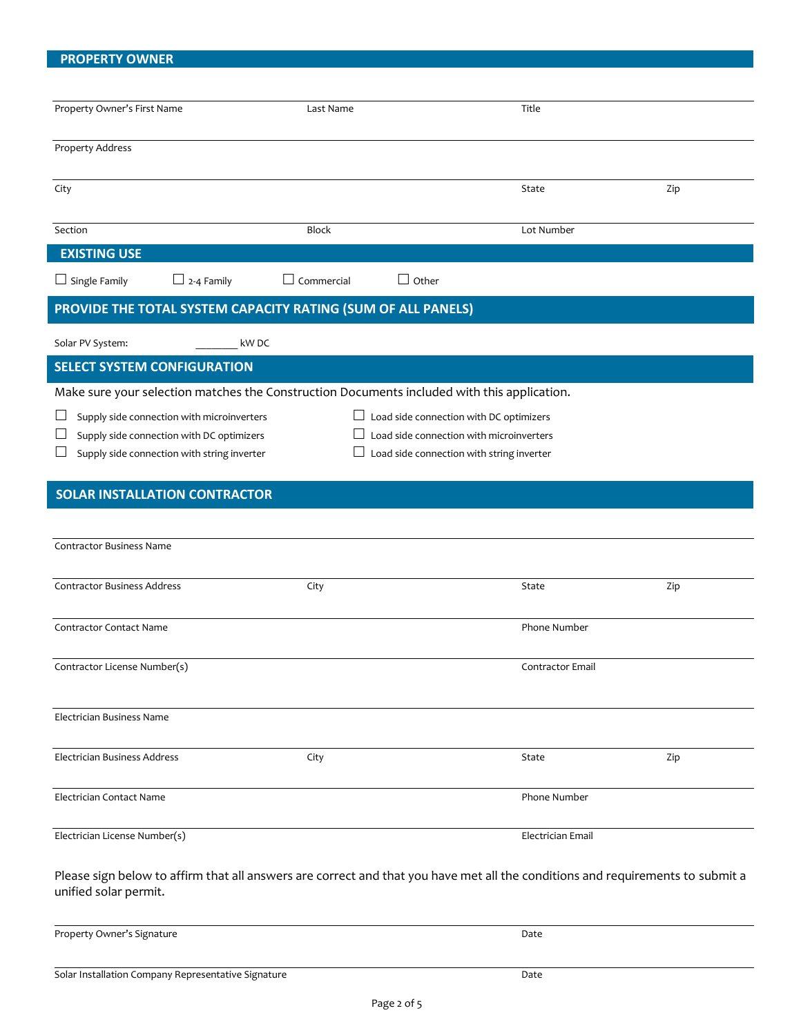## PROPERTY OWNER

| Property Owner's First Name | Last Name | Title | |
|---|---|---|---|
| Property Address | | | |
| City | | State | Zip |
| Section | Block | Lot Number | |

## EXISTING USE

☐ Single Family ☐ 2-4 Family ☐ Commercial ☐ Other

## PROVIDE THE TOTAL SYSTEM CAPACITY RATING (SUM OF ALL PANELS)

Solar PV System: ________ kW DC

## SELECT SYSTEM CONFIGURATION

Make sure your selection matches the Construction Documents included with this application.

☐ Supply side connection with microinverters

☐ Supply side connection with DC optimizers

☐ Supply side connection with string inverter

☐ Load side connection with DC optimizers

☐ Load side connection with microinverters

☐ Load side connection with string inverter

## SOLAR INSTALLATION CONTRACTOR

| Contractor Business Name | | | |
|---|---|---|---|
| Contractor Business Address | City | State | Zip |
| Contractor Contact Name | | Phone Number | |
| Contractor License Number(s) | | Contractor Email | |
| Electrician Business Name | | | |
| Electrician Business Address | City | State | Zip |
| Electrician Contact Name | | Phone Number | |
| Electrician License Number(s) | | Electrician Email | |

Please sign below to affirm that all answers are correct and that you have met all the conditions and requirements to submit a unified solar permit.

| Property Owner's Signature | Date |
|---|---|
| Solar Installation Company Representative Signature | Date |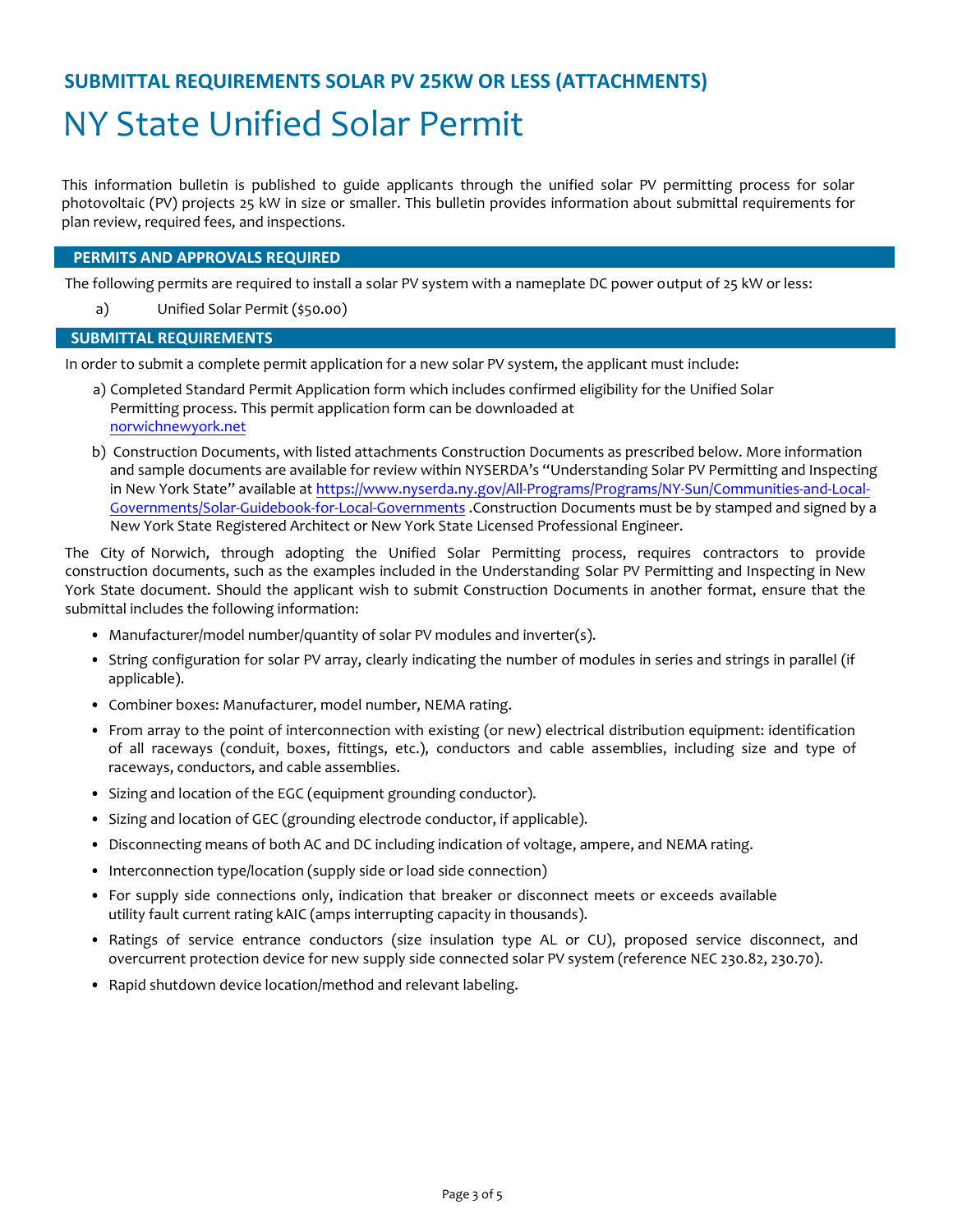## SUBMITTAL REQUIREMENTS SOLAR PV 25KW OR LESS (ATTACHMENTS)

# NY State Unified Solar Permit

This information bulletin is published to guide applicants through the unified solar PV permitting process for solar photovoltaic (PV) projects 25 kW in size or smaller. This bulletin provides information about submittal requirements for plan review, required fees, and inspections.

### PERMITS AND APPROVALS REQUIRED

The following permits are required to install a solar PV system with a nameplate DC power output of 25 kW or less:

a) Unified Solar Permit ($50.00)

### SUBMITTAL REQUIREMENTS

In order to submit a complete permit application for a new solar PV system, the applicant must include:

a) Completed Standard Permit Application form which includes confirmed eligibility for the Unified Solar Permitting process. This permit application form can be downloaded at norwichnewyork.net

b) Construction Documents, with listed attachments Construction Documents as prescribed below. More information and sample documents are available for review within NYSERDA's "Understanding Solar PV Permitting and Inspecting in New York State" available at https://www.nyserda.ny.gov/All-Programs/Programs/NY-Sun/Communities-and-Local-Governments/Solar-Guidebook-for-Local-Governments .Construction Documents must be by stamped and signed by a New York State Registered Architect or New York State Licensed Professional Engineer.

The City of Norwich, through adopting the Unified Solar Permitting process, requires contractors to provide construction documents, such as the examples included in the Understanding Solar PV Permitting and Inspecting in New York State document. Should the applicant wish to submit Construction Documents in another format, ensure that the submittal includes the following information:

- Manufacturer/model number/quantity of solar PV modules and inverter(s).
- String configuration for solar PV array, clearly indicating the number of modules in series and strings in parallel (if applicable).
- Combiner boxes: Manufacturer, model number, NEMA rating.
- From array to the point of interconnection with existing (or new) electrical distribution equipment: identification of all raceways (conduit, boxes, fittings, etc.), conductors and cable assemblies, including size and type of raceways, conductors, and cable assemblies.
- Sizing and location of the EGC (equipment grounding conductor).
- Sizing and location of GEC (grounding electrode conductor, if applicable).
- Disconnecting means of both AC and DC including indication of voltage, ampere, and NEMA rating.
- Interconnection type/location (supply side or load side connection)
- For supply side connections only, indication that breaker or disconnect meets or exceeds available utility fault current rating kAIC (amps interrupting capacity in thousands).
- Ratings of service entrance conductors (size insulation type AL or CU), proposed service disconnect, and overcurrent protection device for new supply side connected solar PV system (reference NEC 230.82, 230.70).
- Rapid shutdown device location/method and relevant labeling.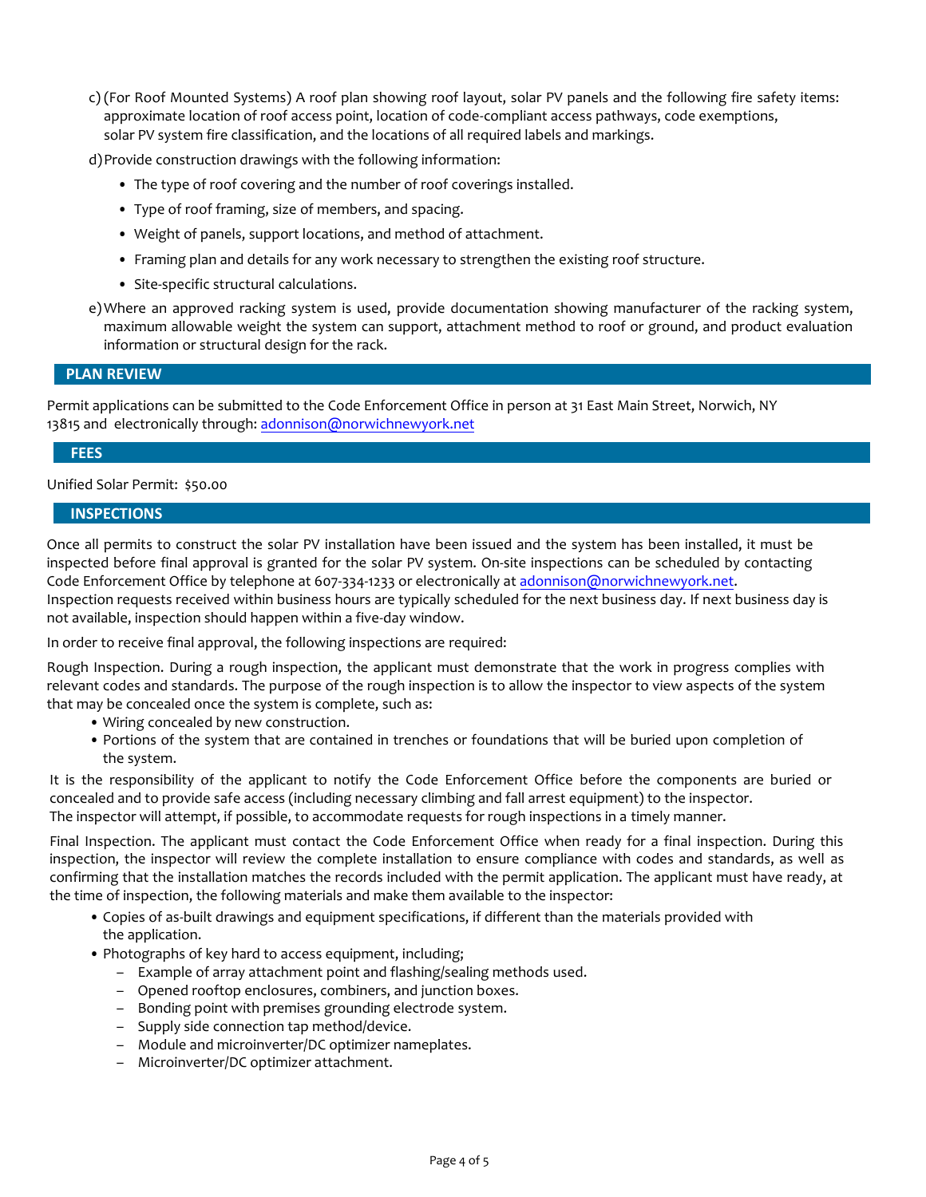c) (For Roof Mounted Systems) A roof plan showing roof layout, solar PV panels and the following fire safety items: approximate location of roof access point, location of code-compliant access pathways, code exemptions, solar PV system fire classification, and the locations of all required labels and markings.

d) Provide construction drawings with the following information:

- The type of roof covering and the number of roof coverings installed.
- Type of roof framing, size of members, and spacing.
- Weight of panels, support locations, and method of attachment.
- Framing plan and details for any work necessary to strengthen the existing roof structure.
- Site-specific structural calculations.

e) Where an approved racking system is used, provide documentation showing manufacturer of the racking system, maximum allowable weight the system can support, attachment method to roof or ground, and product evaluation information or structural design for the rack.

## PLAN REVIEW

Permit applications can be submitted to the Code Enforcement Office in person at 31 East Main Street, Norwich, NY 13815 and electronically through: adonnison@norwichnewyork.net

## FEES

Unified Solar Permit: $50.00

## INSPECTIONS

Once all permits to construct the solar PV installation have been issued and the system has been installed, it must be inspected before final approval is granted for the solar PV system. On-site inspections can be scheduled by contacting Code Enforcement Office by telephone at 607-334-1233 or electronically at adonnison@norwichnewyork.net. Inspection requests received within business hours are typically scheduled for the next business day. If next business day is not available, inspection should happen within a five-day window.

In order to receive final approval, the following inspections are required:

Rough Inspection. During a rough inspection, the applicant must demonstrate that the work in progress complies with relevant codes and standards. The purpose of the rough inspection is to allow the inspector to view aspects of the system that may be concealed once the system is complete, such as:

- Wiring concealed by new construction.
- Portions of the system that are contained in trenches or foundations that will be buried upon completion of the system.

It is the responsibility of the applicant to notify the Code Enforcement Office before the components are buried or concealed and to provide safe access (including necessary climbing and fall arrest equipment) to the inspector. The inspector will attempt, if possible, to accommodate requests for rough inspections in a timely manner.

Final Inspection. The applicant must contact the Code Enforcement Office when ready for a final inspection. During this inspection, the inspector will review the complete installation to ensure compliance with codes and standards, as well as confirming that the installation matches the records included with the permit application. The applicant must have ready, at the time of inspection, the following materials and make them available to the inspector:

- Copies of as-built drawings and equipment specifications, if different than the materials provided with the application.
- Photographs of key hard to access equipment, including;
  - Example of array attachment point and flashing/sealing methods used.
  - Opened rooftop enclosures, combiners, and junction boxes.
  - Bonding point with premises grounding electrode system.
  - Supply side connection tap method/device.
  - Module and microinverter/DC optimizer nameplates.
  - Microinverter/DC optimizer attachment.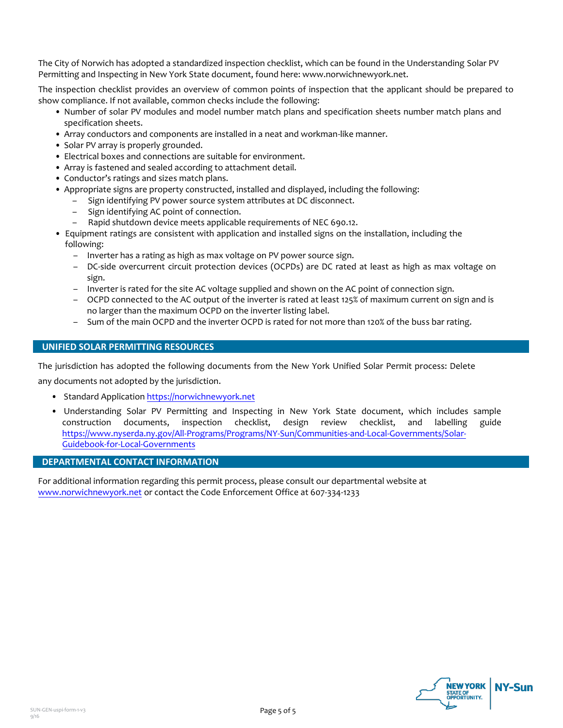The City of Norwich has adopted a standardized inspection checklist, which can be found in the Understanding Solar PV Permitting and Inspecting in New York State document, found here: www.norwichnewyork.net.

The inspection checklist provides an overview of common points of inspection that the applicant should be prepared to show compliance. If not available, common checks include the following:

- Number of solar PV modules and model number match plans and specification sheets number match plans and specification sheets.
- Array conductors and components are installed in a neat and workman-like manner.
- Solar PV array is properly grounded.
- Electrical boxes and connections are suitable for environment.
- Array is fastened and sealed according to attachment detail.
- Conductor's ratings and sizes match plans.
- Appropriate signs are property constructed, installed and displayed, including the following:
  - Sign identifying PV power source system attributes at DC disconnect.
  - Sign identifying AC point of connection.
  - Rapid shutdown device meets applicable requirements of NEC 690.12.
- Equipment ratings are consistent with application and installed signs on the installation, including the following:
  - Inverter has a rating as high as max voltage on PV power source sign.
  - DC-side overcurrent circuit protection devices (OCPDs) are DC rated at least as high as max voltage on sign.
  - Inverter is rated for the site AC voltage supplied and shown on the AC point of connection sign.
  - OCPD connected to the AC output of the inverter is rated at least 125% of maximum current on sign and is no larger than the maximum OCPD on the inverter listing label.
  - Sum of the main OCPD and the inverter OCPD is rated for not more than 120% of the buss bar rating.

## UNIFIED SOLAR PERMITTING RESOURCES

The jurisdiction has adopted the following documents from the New York Unified Solar Permit process: Delete any documents not adopted by the jurisdiction.

- Standard Application https://norwichnewyork.net
- Understanding Solar PV Permitting and Inspecting in New York State document, which includes sample construction documents, inspection checklist, design review checklist, and labelling guide https://www.nyserda.ny.gov/All-Programs/Programs/NY-Sun/Communities-and-Local-Governments/Solar-Guidebook-for-Local-Governments

## DEPARTMENTAL CONTACT INFORMATION

For additional information regarding this permit process, please consult our departmental website at www.norwichnewyork.net or contact the Code Enforcement Office at 607-334-1233